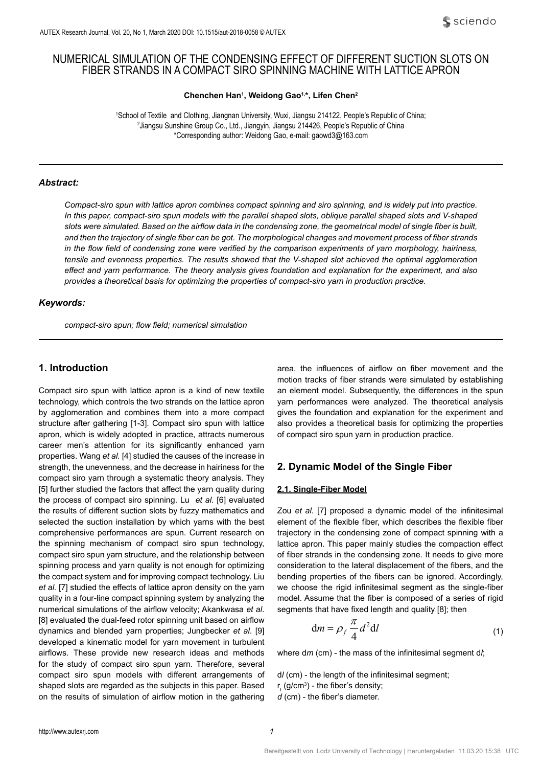# NUMERICAL SIMULATION OF THE CONDENSING EFFECT OF DIFFERENT SUCTION SLOTS ON FIBER STRANDS IN A COMPACT SIRO SPINNING MACHINE WITH LATTICE APRON

**Chenchen Han[1], Weidong Gao[1,*], Lifen Chen[2]**

[1]School of Textile and Clothing, Jiangnan University, Wuxi, Jiangsu 214122, People's Republic of China;
[2]Jiangsu Sunshine Group Co., Ltd., Jiangyin, Jiangsu 214426, People's Republic of China
*Corresponding author: Weidong Gao, e-mail: gaowd3@163.com

### *Abstract:*

*Compact-siro spun with lattice apron combines compact spinning and siro spinning, and is widely put into practice. In this paper, compact-siro spun models with the parallel shaped slots, oblique parallel shaped slots and V-shaped slots were simulated. Based on the airflow data in the condensing zone, the geometrical model of single fiber is built, and then the trajectory of single fiber can be got. The morphological changes and movement process of fiber strands in the flow field of condensing zone were verified by the comparison experiments of yarn morphology, hairiness, tensile and evenness properties. The results showed that the V-shaped slot achieved the optimal agglomeration effect and yarn performance. The theory analysis gives foundation and explanation for the experiment, and also provides a theoretical basis for optimizing the properties of compact-siro yarn in production practice.*

### *Keywords:*

*compact-siro spun; flow field; numerical simulation*

## 1. Introduction

Compact siro spun with lattice apron is a kind of new textile technology, which controls the two strands on the lattice apron by agglomeration and combines them into a more compact structure after gathering [1-3]. Compact siro spun with lattice apron, which is widely adopted in practice, attracts numerous career men's attention for its significantly enhanced yarn properties. Wang *et al.* [4] studied the causes of the increase in strength, the unevenness, and the decrease in hairiness for the compact siro yarn through a systematic theory analysis. They [5] further studied the factors that affect the yarn quality during the process of compact siro spinning. Lu *et al.* [6] evaluated the results of different suction slots by fuzzy mathematics and selected the suction installation by which yarns with the best comprehensive performances are spun. Current research on the spinning mechanism of compact siro spun technology, compact siro spun yarn structure, and the relationship between spinning process and yarn quality is not enough for optimizing the compact system and for improving compact technology. Liu *et al.* [7] studied the effects of lattice apron density on the yarn quality in a four-line compact spinning system by analyzing the numerical simulations of the airflow velocity; Akankwasa *et al.* [8] evaluated the dual-feed rotor spinning unit based on airflow dynamics and blended yarn properties; Jungbecker *et al.* [9] developed a kinematic model for yarn movement in turbulent airflows. These provide new research ideas and methods for the study of compact siro spun yarn. Therefore, several compact siro spun models with different arrangements of shaped slots are regarded as the subjects in this paper. Based on the results of simulation of airflow motion in the gathering area, the influences of airflow on fiber movement and the motion tracks of fiber strands were simulated by establishing an element model. Subsequently, the differences in the spun yarn performances were analyzed. The theoretical analysis gives the foundation and explanation for the experiment and also provides a theoretical basis for optimizing the properties of compact siro spun yarn in production practice.

## 2. Dynamic Model of the Single Fiber

### 2.1. Single-Fiber Model

Zou *et al*. [7] proposed a dynamic model of the infinitesimal element of the flexible fiber, which describes the flexible fiber trajectory in the condensing zone of compact spinning with a lattice apron. This paper mainly studies the compaction effect of fiber strands in the condensing zone. It needs to give more consideration to the lateral displacement of the fibers, and the bending properties of the fibers can be ignored. Accordingly, we choose the rigid infinitesimal segment as the single-fiber model. Assume that the fiber is composed of a series of rigid segments that have fixed length and quality [8]; then

$$\mathrm{d}m = \rho_f \frac{\pi}{4} d^2 \mathrm{d}l \tag{1}$$

where d$m$ (cm) - the mass of the infinitesimal segment d$l$;

d$l$ (cm) - the length of the infinitesimal segment;
$\rho_f$ (g/cm$^3$) - the fiber's density;
$d$ (cm) - the fiber's diameter.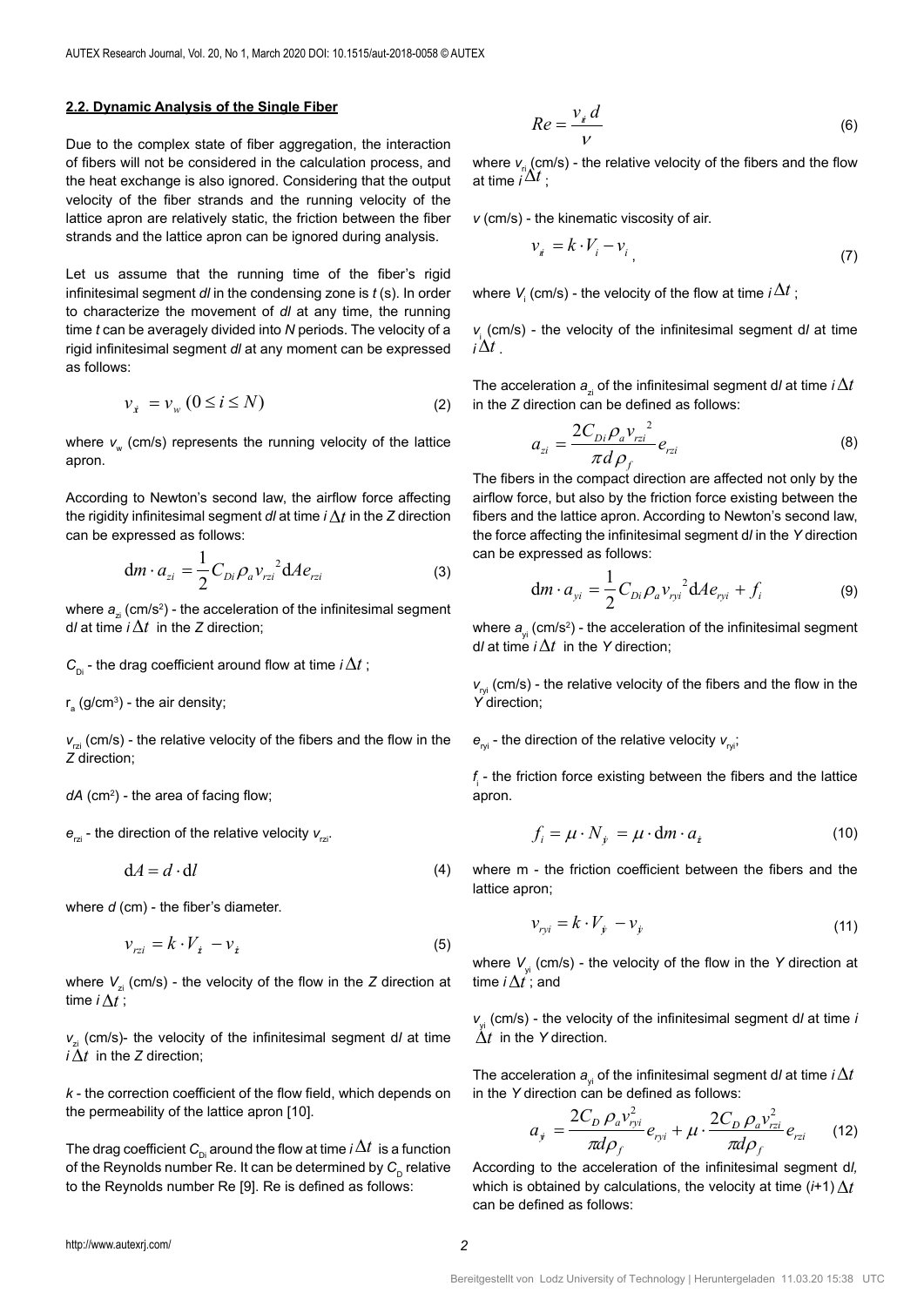### 2.2. Dynamic Analysis of the Single Fiber

Due to the complex state of fiber aggregation, the interaction of fibers will not be considered in the calculation process, and the heat exchange is also ignored. Considering that the output velocity of the fiber strands and the running velocity of the lattice apron are relatively static, the friction between the fiber strands and the lattice apron can be ignored during analysis.

Let us assume that the running time of the fiber's rigid infinitesimal segment *dl* in the condensing zone is *t* (s). In order to characterize the movement of *dl* at any time, the running time *t* can be averagely divided into *N* periods. The velocity of a rigid infinitesimal segment *dl* at any moment can be expressed as follows:

$$v_{xi} = v_w \; (0 \leq i \leq N) \tag{2}$$

where $v_w$ (cm/s) represents the running velocity of the lattice apron.

According to Newton's second law, the airflow force affecting the rigidity infinitesimal segment *dl* at time $i\Delta t$ in the *Z* direction can be expressed as follows:

$$\mathrm{d}m \cdot a_{zi} = \frac{1}{2} C_{Di} \rho_a v_{rzi}{}^2 \mathrm{d}A e_{rzi} \tag{3}$$

where $a_{zi}$ (cm/s²) - the acceleration of the infinitesimal segment d*l* at time $i\Delta t$ in the *Z* direction;

$C_{Di}$ - the drag coefficient around flow at time $i\Delta t$;

$\rho_a$ (g/cm³) - the air density;

$v_{rzi}$ (cm/s) - the relative velocity of the fibers and the flow in the *Z* direction;

*dA* (cm²) - the area of facing flow;

$e_{rzi}$ - the direction of the relative velocity $v_{rzi}$.

$$\mathrm{d}A = d \cdot \mathrm{d}l \tag{4}$$

where *d* (cm) - the fiber's diameter.

$$v_{rzi} = k \cdot V_{zi} - v_{zi} \tag{5}$$

where $V_{zi}$ (cm/s) - the velocity of the flow in the *Z* direction at time $i\Delta t$;

$v_{zi}$ (cm/s)- the velocity of the infinitesimal segment d*l* at time $i\Delta t$ in the *Z* direction;

*k* - the correction coefficient of the flow field, which depends on the permeability of the lattice apron [10].

The drag coefficient $C_{Di}$ around the flow at time $i\Delta t$ is a function of the Reynolds number Re. It can be determined by $C_D$ relative to the Reynolds number Re [9]. Re is defined as follows:

$$Re = \frac{v_{ri} d}{v} \tag{6}$$

where $v_{ri}$ (cm/s) - the relative velocity of the fibers and the flow at time $i\Delta t$;

*v* (cm/s) - the kinematic viscosity of air.

$$v_{ri} = k \cdot V_i - v_i \tag{7}$$

where $V_i$ (cm/s) - the velocity of the flow at time $i\Delta t$;

$v_i$ (cm/s) - the velocity of the infinitesimal segment d*l* at time $i\Delta t$.

The acceleration $a_{zi}$ of the infinitesimal segment d*l* at time $i\Delta t$ in the *Z* direction can be defined as follows:

$$a_{zi} = \frac{2 C_{Di} \rho_a v_{rzi}{}^2}{\pi d \rho_f} e_{rzi} \tag{8}$$

The fibers in the compact direction are affected not only by the airflow force, but also by the friction force existing between the fibers and the lattice apron. According to Newton's second law, the force affecting the infinitesimal segment d*l* in the *Y* direction can be expressed as follows:

$$\mathrm{d}m \cdot a_{yi} = \frac{1}{2} C_{Di} \rho_a v_{ryi}{}^2 \mathrm{d}A e_{ryi} + f_i \tag{9}$$

where $a_{yi}$ (cm/s²) - the acceleration of the infinitesimal segment d*l* at time $i\Delta t$ in the *Y* direction;

$v_{ryi}$ (cm/s) - the relative velocity of the fibers and the flow in the *Y* direction;

$e_{ryi}$ - the direction of the relative velocity $v_{ryi}$;

$f_i$ - the friction force existing between the fibers and the lattice apron.

$$f_i = \mu \cdot N_{yi} = \mu \cdot \mathrm{d}m \cdot a_{zi} \tag{10}$$

where $\mu$ - the friction coefficient between the fibers and the lattice apron;

$$v_{ryi} = k \cdot V_{yi} - v_{yi} \tag{11}$$

where $V_{yi}$ (cm/s) - the velocity of the flow in the *Y* direction at time $i\Delta t$; and

$v_{yi}$ (cm/s) - the velocity of the infinitesimal segment d*l* at time $i\Delta t$ in the *Y* direction.

The acceleration $a_{yi}$ of the infinitesimal segment d*l* at time $i\Delta t$ in the *Y* direction can be defined as follows:

$$a_{yi} = \frac{2 C_D \rho_a v_{ryi}^2}{\pi d \rho_f} e_{ryi} + \mu \cdot \frac{2 C_D \rho_a v_{rzi}^2}{\pi d \rho_f} e_{rzi} \tag{12}$$

According to the acceleration of the infinitesimal segment d*l*, which is obtained by calculations, the velocity at time $(i+1)\Delta t$ can be defined as follows: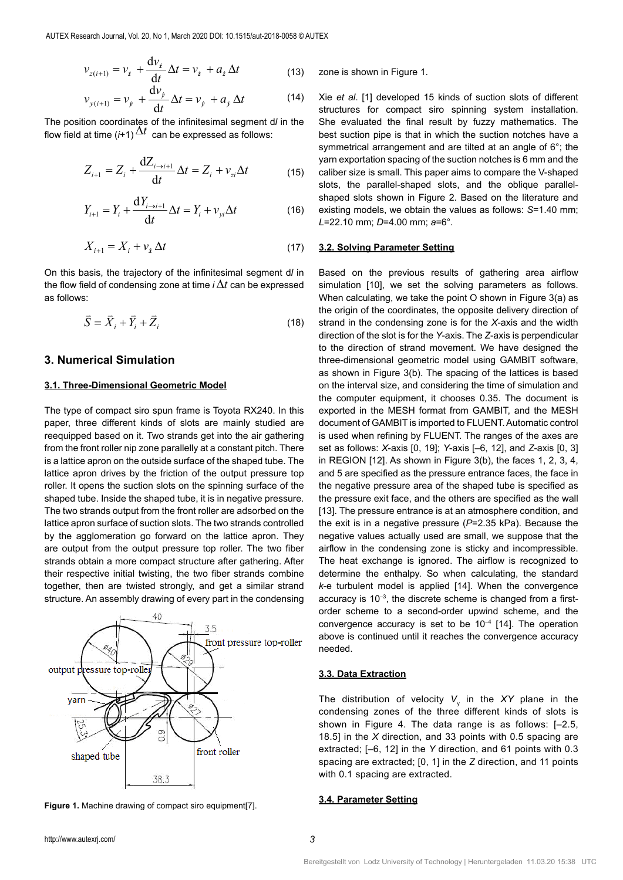$$v_{z(i+1)} = v_{\dot{z}} + \frac{\mathrm{d}v_{\dot{z}}}{\mathrm{d}t}\Delta t = v_{\dot{z}} + a_{\dot{z}}\Delta t \tag{13}$$

$$v_{y(i+1)} = v_{\dot{y}} + \frac{\mathrm{d}v_{\dot{y}}}{\mathrm{d}t}\Delta t = v_{\dot{y}} + a_{\dot{y}}\Delta t \tag{14}$$

The position coordinates of the infinitesimal segment d$l$ in the flow field at time ($i$+1)$\Delta t$ can be expressed as follows:

$$Z_{i+1} = Z_i + \frac{\mathrm{d}Z_{i\to i+1}}{\mathrm{d}t}\Delta t = Z_i + v_{zi}\Delta t \tag{15}$$

$$Y_{i+1} = Y_i + \frac{\mathrm{d}Y_{i\to i+1}}{\mathrm{d}t}\Delta t = Y_i + v_{yi}\Delta t \tag{16}$$

$$X_{i+1} = X_i + v_{\dot{x}}\Delta t \tag{17}$$

On this basis, the trajectory of the infinitesimal segment d$l$ in the flow field of condensing zone at time $i\Delta t$ can be expressed as follows:

$$\vec{S} = \vec{X}_i + \vec{Y}_i + \vec{Z}_i \tag{18}$$

## 3. Numerical Simulation

### 3.1. Three-Dimensional Geometric Model

The type of compact siro spun frame is Toyota RX240. In this paper, three different kinds of slots are mainly studied are reequipped based on it. Two strands get into the air gathering from the front roller nip zone parallelly at a constant pitch. There is a lattice apron on the outside surface of the shaped tube. The lattice apron drives by the friction of the output pressure top roller. It opens the suction slots on the spinning surface of the shaped tube. Inside the shaped tube, it is in negative pressure. The two strands output from the front roller are adsorbed on the lattice apron surface of suction slots. The two strands controlled by the agglomeration go forward on the lattice apron. They are output from the output pressure top roller. The two fiber strands obtain a more compact structure after gathering. After their respective initial twisting, the two fiber strands combine together, then are twisted strongly, and get a similar strand structure. An assembly drawing of every part in the condensing zone is shown in Figure 1.

**Figure 1.** Machine drawing of compact siro equipment[7].

Xie *et al*. [1] developed 15 kinds of suction slots of different structures for compact siro spinning system installation. She evaluated the final result by fuzzy mathematics. The best suction pipe is that in which the suction notches have a symmetrical arrangement and are tilted at an angle of 6°; the yarn exportation spacing of the suction notches is 6 mm and the caliber size is small. This paper aims to compare the V-shaped slots, the parallel-shaped slots, and the oblique parallel-shaped slots shown in Figure 2. Based on the literature and existing models, we obtain the values as follows: $S$=1.40 mm; $L$=22.10 mm; $D$=4.00 mm; $a$=6°.

### 3.2. Solving Parameter Setting

Based on the previous results of gathering area airflow simulation [10], we set the solving parameters as follows. When calculating, we take the point O shown in Figure 3(a) as the origin of the coordinates, the opposite delivery direction of strand in the condensing zone is for the $X$-axis and the width direction of the slot is for the $Y$-axis. The $Z$-axis is perpendicular to the direction of strand movement. We have designed the three-dimensional geometric model using GAMBIT software, as shown in Figure 3(b). The spacing of the lattices is based on the interval size, and considering the time of simulation and the computer equipment, it chooses 0.35. The document is exported in the MESH format from GAMBIT, and the MESH document of GAMBIT is imported to FLUENT. Automatic control is used when refining by FLUENT. The ranges of the axes are set as follows: $X$-axis [0, 19]; $Y$-axis [–6, 12], and $Z$-axis [0, 3] in REGION [12]. As shown in Figure 3(b), the faces 1, 2, 3, 4, and 5 are specified as the pressure entrance faces, the face in the negative pressure area of the shaped tube is specified as the pressure exit face, and the others are specified as the wall [13]. The pressure entrance is at an atmosphere condition, and the exit is in a negative pressure ($P$=2.35 kPa). Because the negative values actually used are small, we suppose that the airflow in the condensing zone is sticky and incompressible. The heat exchange is ignored. The airflow is recognized to determine the enthalpy. So when calculating, the standard $k$-$e$ turbulent model is applied [14]. When the convergence accuracy is $10^{-3}$, the discrete scheme is changed from a first-order scheme to a second-order upwind scheme, and the convergence accuracy is set to be $10^{-4}$ [14]. The operation above is continued until it reaches the convergence accuracy needed.

### 3.3. Data Extraction

The distribution of velocity $V_y$ in the $XY$ plane in the condensing zones of the three different kinds of slots is shown in Figure 4. The data range is as follows: [–2.5, 18.5] in the $X$ direction, and 33 points with 0.5 spacing are extracted; [–6, 12] in the $Y$ direction, and 61 points with 0.3 spacing are extracted; [0, 1] in the $Z$ direction, and 11 points with 0.1 spacing are extracted.

### 3.4. Parameter Setting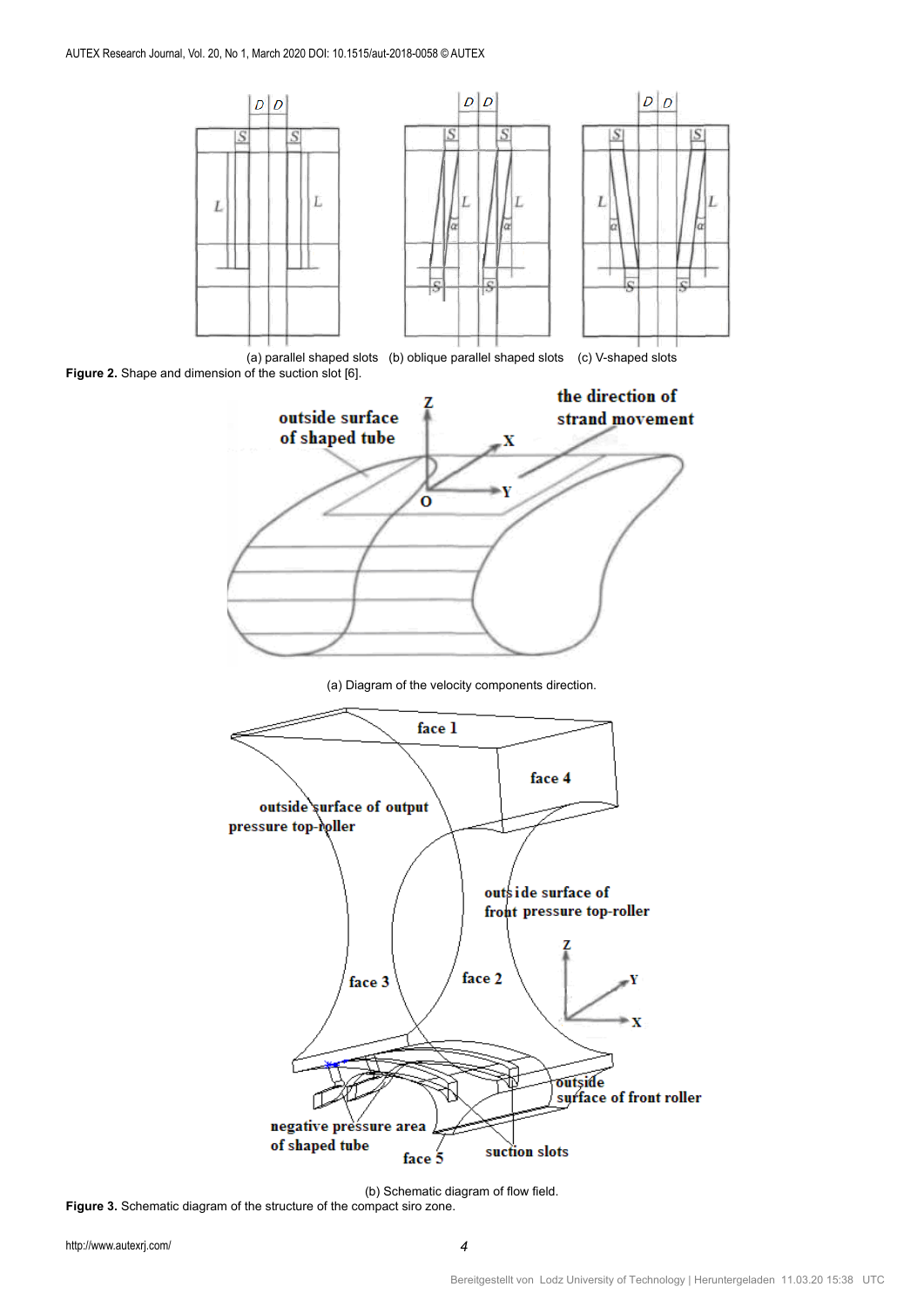(a) parallel shaped slots (b) oblique parallel shaped slots (c) V-shaped slots

**Figure 2.** Shape and dimension of the suction slot [6].

(a) Diagram of the velocity components direction.

(b) Schematic diagram of flow field.

**Figure 3.** Schematic diagram of the structure of the compact siro zone.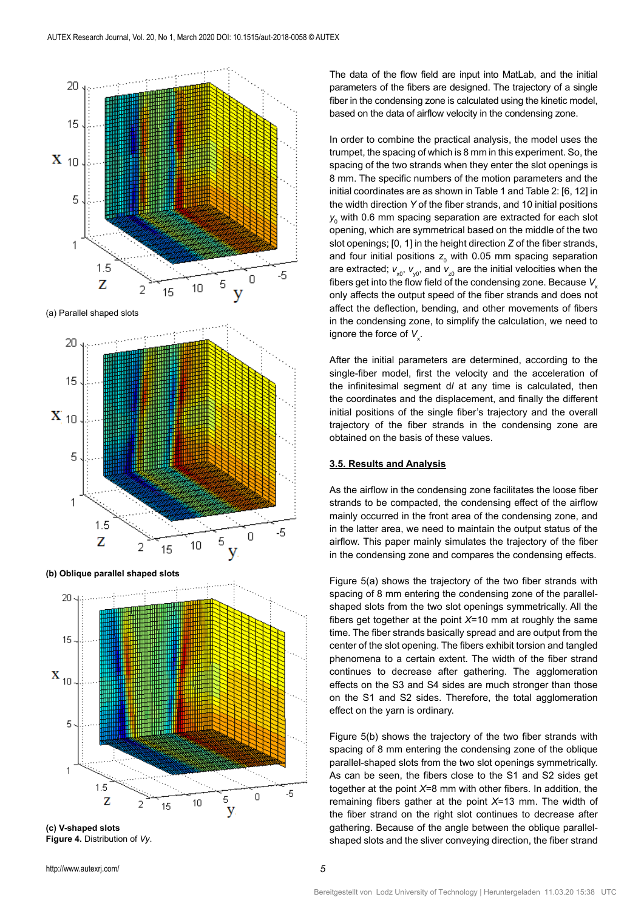(a) Parallel shaped slots

**(b) Oblique parallel shaped slots**

**(c) V-shaped slots**

**Figure 4.** Distribution of *Vy*.

The data of the flow field are input into MatLab, and the initial parameters of the fibers are designed. The trajectory of a single fiber in the condensing zone is calculated using the kinetic model, based on the data of airflow velocity in the condensing zone.

In order to combine the practical analysis, the model uses the trumpet, the spacing of which is 8 mm in this experiment. So, the spacing of the two strands when they enter the slot openings is 8 mm. The specific numbers of the motion parameters and the initial coordinates are as shown in Table 1 and Table 2: [6, 12] in the width direction *Y* of the fiber strands, and 10 initial positions $y_0$ with 0.6 mm spacing separation are extracted for each slot opening, which are symmetrical based on the middle of the two slot openings; [0, 1] in the height direction *Z* of the fiber strands, and four initial positions $z_0$ with 0.05 mm spacing separation are extracted; $v_{x0}$, $v_{y0}$, and $v_{z0}$ are the initial velocities when the fibers get into the flow field of the condensing zone. Because $V_x$ only affects the output speed of the fiber strands and does not affect the deflection, bending, and other movements of fibers in the condensing zone, to simplify the calculation, we need to ignore the force of $V_x$.

After the initial parameters are determined, according to the single-fiber model, first the velocity and the acceleration of the infinitesimal segment d*l* at any time is calculated, then the coordinates and the displacement, and finally the different initial positions of the single fiber's trajectory and the overall trajectory of the fiber strands in the condensing zone are obtained on the basis of these values.

### 3.5. Results and Analysis

As the airflow in the condensing zone facilitates the loose fiber strands to be compacted, the condensing effect of the airflow mainly occurred in the front area of the condensing zone, and in the latter area, we need to maintain the output status of the airflow. This paper mainly simulates the trajectory of the fiber in the condensing zone and compares the condensing effects.

Figure 5(a) shows the trajectory of the two fiber strands with spacing of 8 mm entering the condensing zone of the parallel-shaped slots from the two slot openings symmetrically. All the fibers get together at the point *X*=10 mm at roughly the same time. The fiber strands basically spread and are output from the center of the slot opening. The fibers exhibit torsion and tangled phenomena to a certain extent. The width of the fiber strand continues to decrease after gathering. The agglomeration effects on the S3 and S4 sides are much stronger than those on the S1 and S2 sides. Therefore, the total agglomeration effect on the yarn is ordinary.

Figure 5(b) shows the trajectory of the two fiber strands with spacing of 8 mm entering the condensing zone of the oblique parallel-shaped slots from the two slot openings symmetrically. As can be seen, the fibers close to the S1 and S2 sides get together at the point *X*=8 mm with other fibers. In addition, the remaining fibers gather at the point *X*=13 mm. The width of the fiber strand on the right slot continues to decrease after gathering. Because of the angle between the oblique parallel-shaped slots and the sliver conveying direction, the fiber strand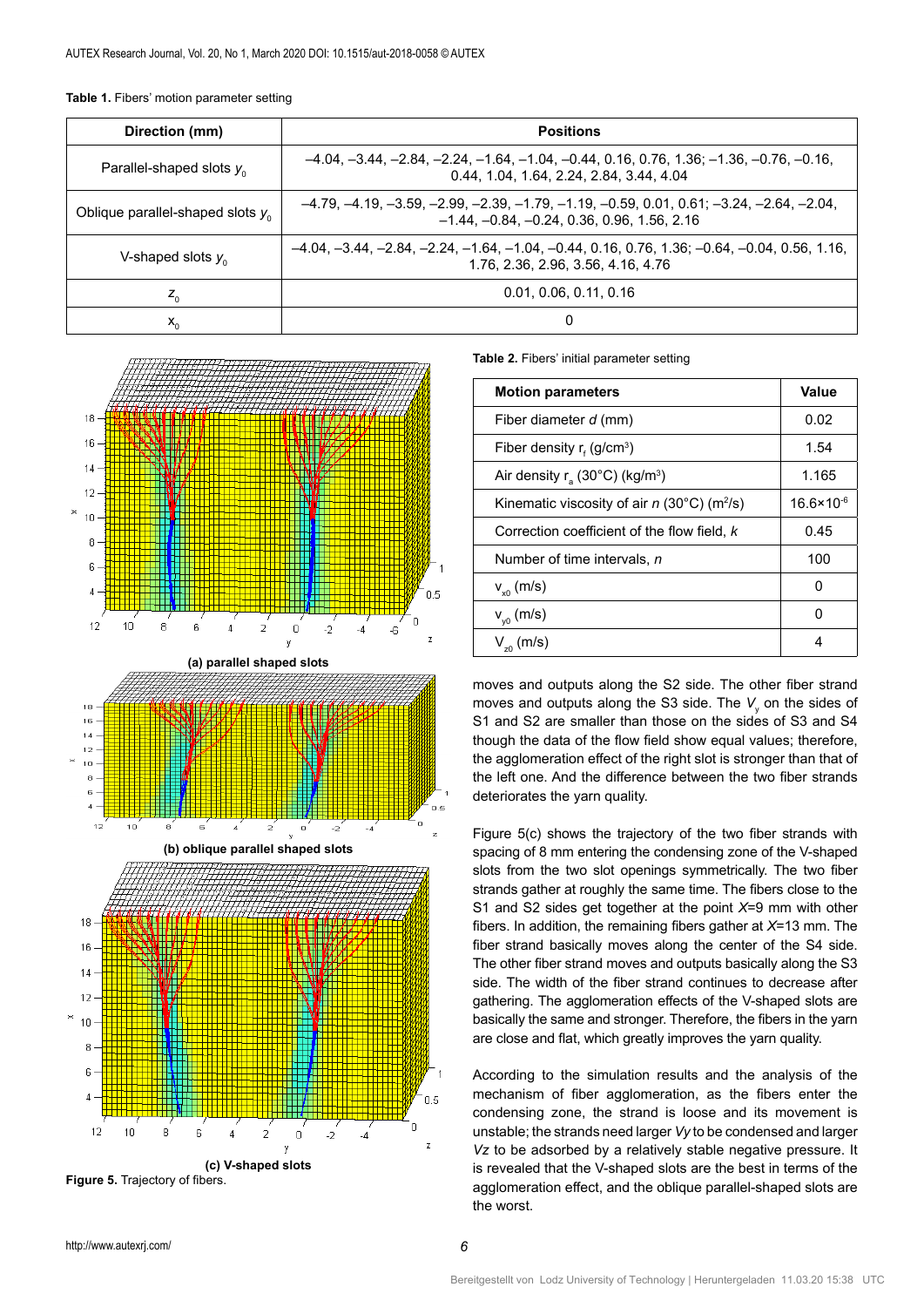**Table 1.** Fibers' motion parameter setting

| Direction (mm) | Positions |
|---|---|
| Parallel-shaped slots $y_0$ | –4.04, –3.44, –2.84, –2.24, –1.64, –1.04, –0.44, 0.16, 0.76, 1.36; –1.36, –0.76, –0.16, 0.44, 1.04, 1.64, 2.24, 2.84, 3.44, 4.04 |
| Oblique parallel-shaped slots $y_0$ | –4.79, –4.19, –3.59, –2.99, –2.39, –1.79, –1.19, –0.59, 0.01, 0.61; –3.24, –2.64, –2.04, –1.44, –0.84, –0.24, 0.36, 0.96, 1.56, 2.16 |
| V-shaped slots $y_0$ | –4.04, –3.44, –2.84, –2.24, –1.64, –1.04, –0.44, 0.16, 0.76, 1.36; –0.64, –0.04, 0.56, 1.16, 1.76, 2.36, 2.96, 3.56, 4.16, 4.76 |
| $z_0$ | 0.01, 0.06, 0.11, 0.16 |
| $x_0$ | 0 |

(a) parallel shaped slots

(b) oblique parallel shaped slots

(c) V-shaped slots

**Figure 5.** Trajectory of fibers.

**Table 2.** Fibers' initial parameter setting

| Motion parameters | Value |
|---|---|
| Fiber diameter $d$ (mm) | 0.02 |
| Fiber density $r_f$ (g/cm$^3$) | 1.54 |
| Air density $r_a$ (30°C) (kg/m$^3$) | 1.165 |
| Kinematic viscosity of air $n$ (30°C) (m$^2$/s) | $16.6\times10^{-6}$ |
| Correction coefficient of the flow field, $k$ | 0.45 |
| Number of time intervals, $n$ | 100 |
| $v_{x0}$ (m/s) | 0 |
| $v_{y0}$ (m/s) | 0 |
| $V_{z0}$ (m/s) | 4 |

moves and outputs along the S2 side. The other fiber strand moves and outputs along the S3 side. The $V_y$ on the sides of S1 and S2 are smaller than those on the sides of S3 and S4 though the data of the flow field show equal values; therefore, the agglomeration effect of the right slot is stronger than that of the left one. And the difference between the two fiber strands deteriorates the yarn quality.

Figure 5(c) shows the trajectory of the two fiber strands with spacing of 8 mm entering the condensing zone of the V-shaped slots from the two slot openings symmetrically. The two fiber strands gather at roughly the same time. The fibers close to the S1 and S2 sides get together at the point $X$=9 mm with other fibers. In addition, the remaining fibers gather at $X$=13 mm. The fiber strand basically moves along the center of the S4 side. The other fiber strand moves and outputs basically along the S3 side. The width of the fiber strand continues to decrease after gathering. The agglomeration effects of the V-shaped slots are basically the same and stronger. Therefore, the fibers in the yarn are close and flat, which greatly improves the yarn quality.

According to the simulation results and the analysis of the mechanism of fiber agglomeration, as the fibers enter the condensing zone, the strand is loose and its movement is unstable; the strands need larger $Vy$ to be condensed and larger $Vz$ to be adsorbed by a relatively stable negative pressure. It is revealed that the V-shaped slots are the best in terms of the agglomeration effect, and the oblique parallel-shaped slots are the worst.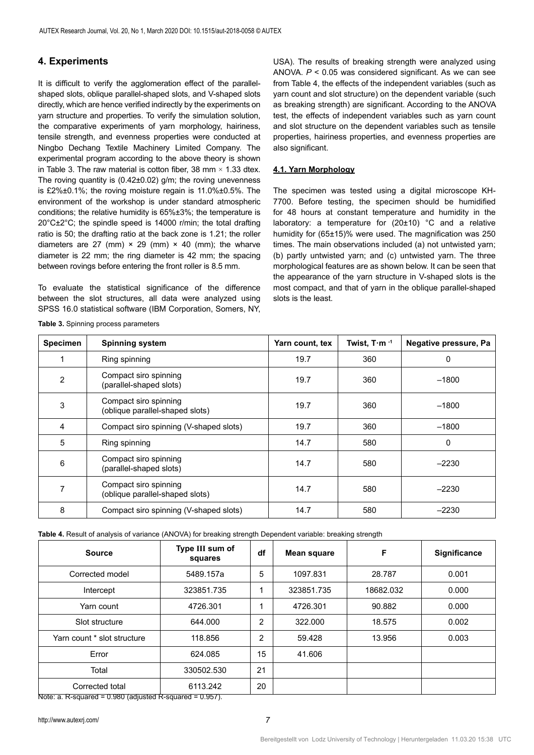## 4. Experiments

It is difficult to verify the agglomeration effect of the parallel-shaped slots, oblique parallel-shaped slots, and V-shaped slots directly, which are hence verified indirectly by the experiments on yarn structure and properties. To verify the simulation solution, the comparative experiments of yarn morphology, hairiness, tensile strength, and evenness properties were conducted at Ningbo Dechang Textile Machinery Limited Company. The experimental program according to the above theory is shown in Table 3. The raw material is cotton fiber, 38 mm × 1.33 dtex. The roving quantity is (0.42±0.02) g/m; the roving unevenness is £2%±0.1%; the roving moisture regain is 11.0%±0.5%. The environment of the workshop is under standard atmospheric conditions; the relative humidity is 65%±3%; the temperature is 20°C±2°C; the spindle speed is 14000 r/min; the total drafting ratio is 50; the drafting ratio at the back zone is 1.21; the roller diameters are 27 (mm) × 29 (mm) × 40 (mm); the wharve diameter is 22 mm; the ring diameter is 42 mm; the spacing between rovings before entering the front roller is 8.5 mm.

To evaluate the statistical significance of the difference between the slot structures, all data were analyzed using SPSS 16.0 statistical software (IBM Corporation, Somers, NY, USA). The results of breaking strength were analyzed using ANOVA. $P < 0.05$ was considered significant. As we can see from Table 4, the effects of the independent variables (such as yarn count and slot structure) on the dependent variable (such as breaking strength) are significant. According to the ANOVA test, the effects of independent variables such as yarn count and slot structure on the dependent variables such as tensile properties, hairiness properties, and evenness properties are also significant.

### 4.1. Yarn Morphology

The specimen was tested using a digital microscope KH-7700. Before testing, the specimen should be humidified for 48 hours at constant temperature and humidity in the laboratory: a temperature for (20±10) °C and a relative humidity for (65±15)% were used. The magnification was 250 times. The main observations included (a) not untwisted yarn; (b) partly untwisted yarn; and (c) untwisted yarn. The three morphological features are as shown below. It can be seen that the appearance of the yarn structure in V-shaped slots is the most compact, and that of yarn in the oblique parallel-shaped slots is the least.

**Table 3.** Spinning process parameters

| Specimen | Spinning system | Yarn count, tex | Twist, $T \cdot m^{-1}$ | Negative pressure, Pa |
|---|---|---|---|---|
| 1 | Ring spinning | 19.7 | 360 | 0 |
| 2 | Compact siro spinning (parallel-shaped slots) | 19.7 | 360 | –1800 |
| 3 | Compact siro spinning (oblique parallel-shaped slots) | 19.7 | 360 | –1800 |
| 4 | Compact siro spinning (V-shaped slots) | 19.7 | 360 | –1800 |
| 5 | Ring spinning | 14.7 | 580 | 0 |
| 6 | Compact siro spinning (parallel-shaped slots) | 14.7 | 580 | –2230 |
| 7 | Compact siro spinning (oblique parallel-shaped slots) | 14.7 | 580 | –2230 |
| 8 | Compact siro spinning (V-shaped slots) | 14.7 | 580 | –2230 |

**Table 4.** Result of analysis of variance (ANOVA) for breaking strength Dependent variable: breaking strength

| Source | Type III sum of squares | df | Mean square | F | Significance |
|---|---|---|---|---|---|
| Corrected model | 5489.157a | 5 | 1097.831 | 28.787 | 0.001 |
| Intercept | 323851.735 | 1 | 323851.735 | 18682.032 | 0.000 |
| Yarn count | 4726.301 | 1 | 4726.301 | 90.882 | 0.000 |
| Slot structure | 644.000 | 2 | 322.000 | 18.575 | 0.002 |
| Yarn count * slot structure | 118.856 | 2 | 59.428 | 13.956 | 0.003 |
| Error | 624.085 | 15 | 41.606 | | |
| Total | 330502.530 | 21 | | | |
| Corrected total | 6113.242 | 20 | | | |

Note: a. R-squared = 0.980 (adjusted R-squared = 0.957).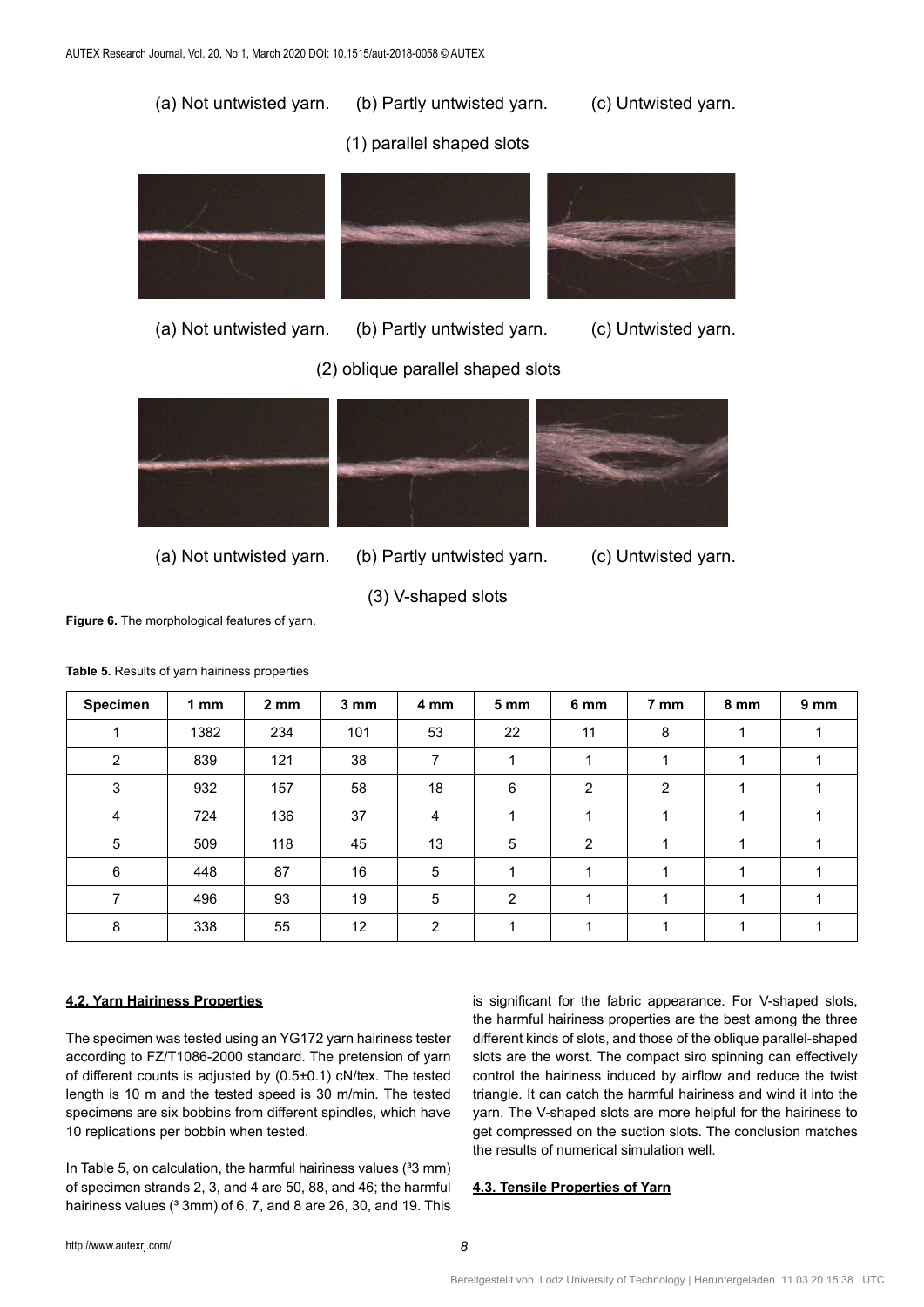(a) Not untwisted yarn. (b) Partly untwisted yarn. (c) Untwisted yarn.

(1) parallel shaped slots

(a) Not untwisted yarn. (b) Partly untwisted yarn. (c) Untwisted yarn.

(2) oblique parallel shaped slots

(a) Not untwisted yarn. (b) Partly untwisted yarn. (c) Untwisted yarn.

(3) V-shaped slots

**Figure 6.** The morphological features of yarn.

**Table 5.** Results of yarn hairiness properties

| Specimen | 1 mm | 2 mm | 3 mm | 4 mm | 5 mm | 6 mm | 7 mm | 8 mm | 9 mm |
|---|---|---|---|---|---|---|---|---|---|
| 1 | 1382 | 234 | 101 | 53 | 22 | 11 | 8 | 1 | 1 |
| 2 | 839 | 121 | 38 | 7 | 1 | 1 | 1 | 1 | 1 |
| 3 | 932 | 157 | 58 | 18 | 6 | 2 | 2 | 1 | 1 |
| 4 | 724 | 136 | 37 | 4 | 1 | 1 | 1 | 1 | 1 |
| 5 | 509 | 118 | 45 | 13 | 5 | 2 | 1 | 1 | 1 |
| 6 | 448 | 87 | 16 | 5 | 1 | 1 | 1 | 1 | 1 |
| 7 | 496 | 93 | 19 | 5 | 2 | 1 | 1 | 1 | 1 |
| 8 | 338 | 55 | 12 | 2 | 1 | 1 | 1 | 1 | 1 |

### 4.2. Yarn Hairiness Properties

The specimen was tested using an YG172 yarn hairiness tester according to FZ/T1086-2000 standard. The pretension of yarn of different counts is adjusted by (0.5±0.1) cN/tex. The tested length is 10 m and the tested speed is 30 m/min. The tested specimens are six bobbins from different spindles, which have 10 replications per bobbin when tested.

In Table 5, on calculation, the harmful hairiness values (³3 mm) of specimen strands 2, 3, and 4 are 50, 88, and 46; the harmful hairiness values (³ 3mm) of 6, 7, and 8 are 26, 30, and 19. This is significant for the fabric appearance. For V-shaped slots, the harmful hairiness properties are the best among the three different kinds of slots, and those of the oblique parallel-shaped slots are the worst. The compact siro spinning can effectively control the hairiness induced by airflow and reduce the twist triangle. It can catch the harmful hairiness and wind it into the yarn. The V-shaped slots are more helpful for the hairiness to get compressed on the suction slots. The conclusion matches the results of numerical simulation well.

### 4.3. Tensile Properties of Yarn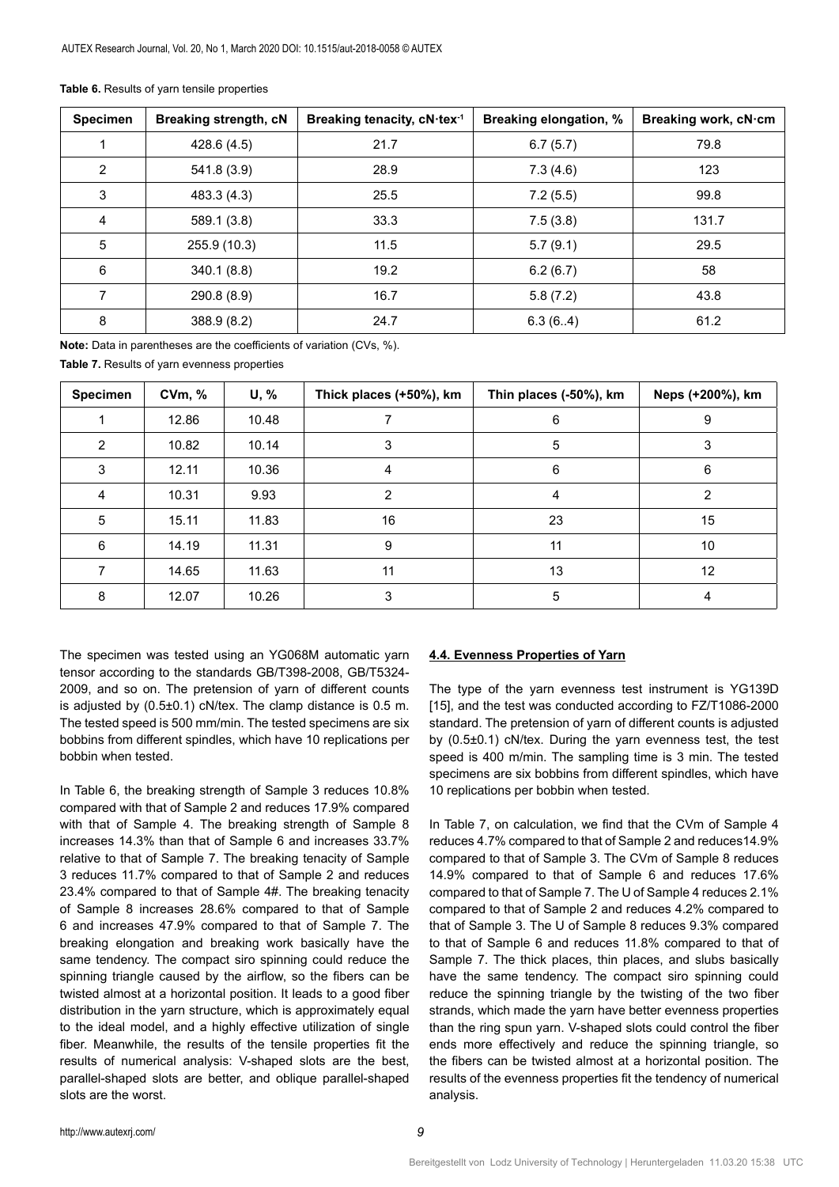**Table 6.** Results of yarn tensile properties

| Specimen | Breaking strength, cN | Breaking tenacity, cN·tex$^{-1}$ | Breaking elongation, % | Breaking work, cN·cm |
|---|---|---|---|---|
| 1 | 428.6 (4.5) | 21.7 | 6.7 (5.7) | 79.8 |
| 2 | 541.8 (3.9) | 28.9 | 7.3 (4.6) | 123 |
| 3 | 483.3 (4.3) | 25.5 | 7.2 (5.5) | 99.8 |
| 4 | 589.1 (3.8) | 33.3 | 7.5 (3.8) | 131.7 |
| 5 | 255.9 (10.3) | 11.5 | 5.7 (9.1) | 29.5 |
| 6 | 340.1 (8.8) | 19.2 | 6.2 (6.7) | 58 |
| 7 | 290.8 (8.9) | 16.7 | 5.8 (7.2) | 43.8 |
| 8 | 388.9 (8.2) | 24.7 | 6.3 (6..4) | 61.2 |

**Note:** Data in parentheses are the coefficients of variation (CVs, %).

**Table 7.** Results of yarn evenness properties

| Specimen | CVm, % | U, % | Thick places (+50%), km | Thin places (-50%), km | Neps (+200%), km |
|---|---|---|---|---|---|
| 1 | 12.86 | 10.48 | 7 | 6 | 9 |
| 2 | 10.82 | 10.14 | 3 | 5 | 3 |
| 3 | 12.11 | 10.36 | 4 | 6 | 6 |
| 4 | 10.31 | 9.93 | 2 | 4 | 2 |
| 5 | 15.11 | 11.83 | 16 | 23 | 15 |
| 6 | 14.19 | 11.31 | 9 | 11 | 10 |
| 7 | 14.65 | 11.63 | 11 | 13 | 12 |
| 8 | 12.07 | 10.26 | 3 | 5 | 4 |

The specimen was tested using an YG068M automatic yarn tensor according to the standards GB/T398-2008, GB/T5324-2009, and so on. The pretension of yarn of different counts is adjusted by (0.5±0.1) cN/tex. The clamp distance is 0.5 m. The tested speed is 500 mm/min. The tested specimens are six bobbins from different spindles, which have 10 replications per bobbin when tested.

In Table 6, the breaking strength of Sample 3 reduces 10.8% compared with that of Sample 2 and reduces 17.9% compared with that of Sample 4. The breaking strength of Sample 8 increases 14.3% than that of Sample 6 and increases 33.7% relative to that of Sample 7. The breaking tenacity of Sample 3 reduces 11.7% compared to that of Sample 2 and reduces 23.4% compared to that of Sample 4#. The breaking tenacity of Sample 8 increases 28.6% compared to that of Sample 6 and increases 47.9% compared to that of Sample 7. The breaking elongation and breaking work basically have the same tendency. The compact siro spinning could reduce the spinning triangle caused by the airflow, so the fibers can be twisted almost at a horizontal position. It leads to a good fiber distribution in the yarn structure, which is approximately equal to the ideal model, and a highly effective utilization of single fiber. Meanwhile, the results of the tensile properties fit the results of numerical analysis: V-shaped slots are the best, parallel-shaped slots are better, and oblique parallel-shaped slots are the worst.

#### 4.4. Evenness Properties of Yarn

The type of the yarn evenness test instrument is YG139D [15], and the test was conducted according to FZ/T1086-2000 standard. The pretension of yarn of different counts is adjusted by (0.5±0.1) cN/tex. During the yarn evenness test, the test speed is 400 m/min. The sampling time is 3 min. The tested specimens are six bobbins from different spindles, which have 10 replications per bobbin when tested.

In Table 7, on calculation, we find that the CVm of Sample 4 reduces 4.7% compared to that of Sample 2 and reduces14.9% compared to that of Sample 3. The CVm of Sample 8 reduces 14.9% compared to that of Sample 6 and reduces 17.6% compared to that of Sample 7. The U of Sample 4 reduces 2.1% compared to that of Sample 2 and reduces 4.2% compared to that of Sample 3. The U of Sample 8 reduces 9.3% compared to that of Sample 6 and reduces 11.8% compared to that of Sample 7. The thick places, thin places, and slubs basically have the same tendency. The compact siro spinning could reduce the spinning triangle by the twisting of the two fiber strands, which made the yarn have better evenness properties than the ring spun yarn. V-shaped slots could control the fiber ends more effectively and reduce the spinning triangle, so the fibers can be twisted almost at a horizontal position. The results of the evenness properties fit the tendency of numerical analysis.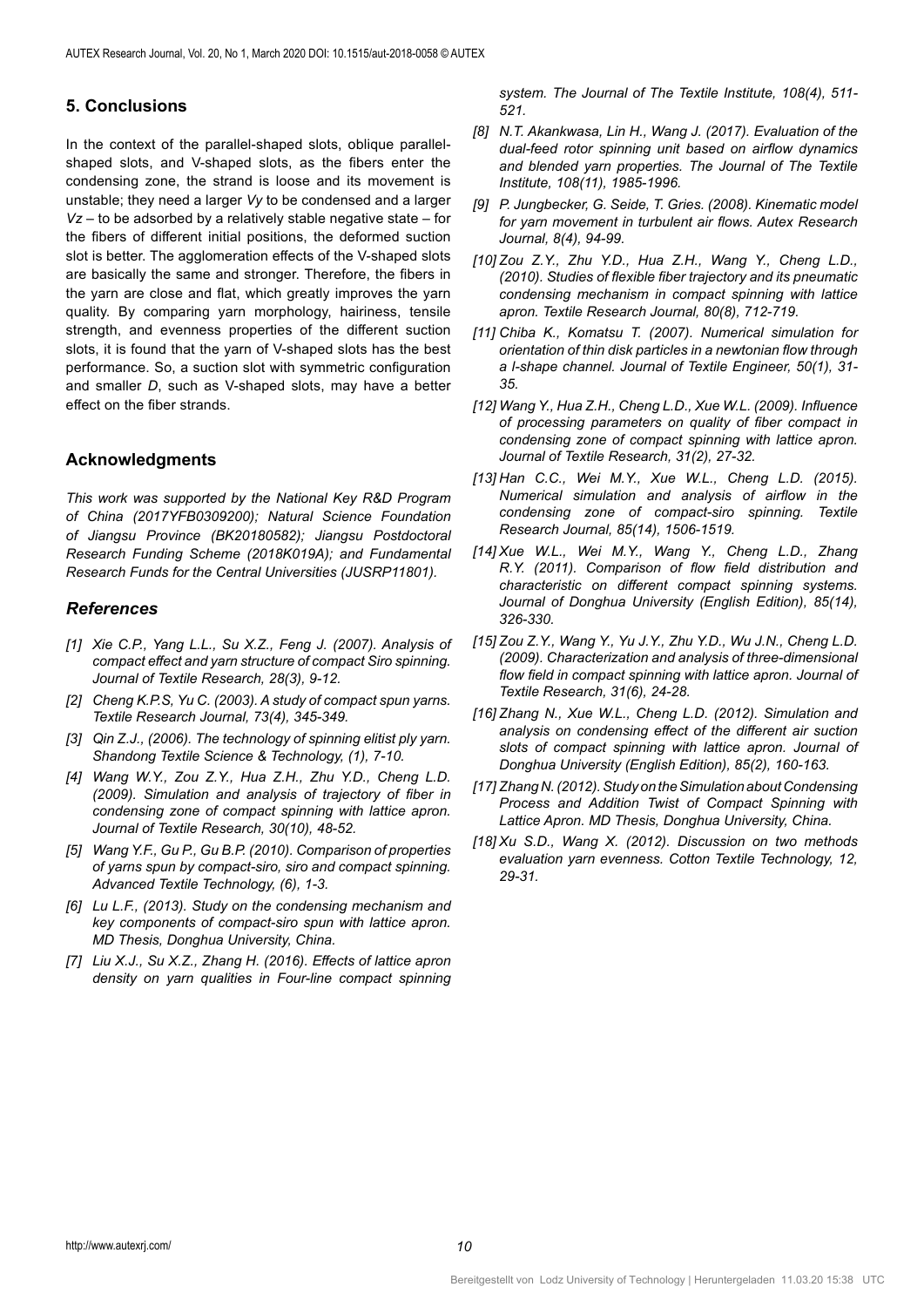## 5. Conclusions

In the context of the parallel-shaped slots, oblique parallel-shaped slots, and V-shaped slots, as the fibers enter the condensing zone, the strand is loose and its movement is unstable; they need a larger $V_y$ to be condensed and a larger $V_z$ – to be adsorbed by a relatively stable negative state – for the fibers of different initial positions, the deformed suction slot is better. The agglomeration effects of the V-shaped slots are basically the same and stronger. Therefore, the fibers in the yarn are close and flat, which greatly improves the yarn quality. By comparing yarn morphology, hairiness, tensile strength, and evenness properties of the different suction slots, it is found that the yarn of V-shaped slots has the best performance. So, a suction slot with symmetric configuration and smaller $D$, such as V-shaped slots, may have a better effect on the fiber strands.

## Acknowledgments

*This work was supported by the National Key R&D Program of China (2017YFB0309200); Natural Science Foundation of Jiangsu Province (BK20180582); Jiangsu Postdoctoral Research Funding Scheme (2018K019A); and Fundamental Research Funds for the Central Universities (JUSRP11801).*

## *References*

- *[1] Xie C.P., Yang L.L., Su X.Z., Feng J. (2007). Analysis of compact effect and yarn structure of compact Siro spinning. Journal of Textile Research, 28(3), 9-12.*
- *[2] Cheng K.P.S, Yu C. (2003). A study of compact spun yarns. Textile Research Journal, 73(4), 345-349.*
- *[3] Qin Z.J., (2006). The technology of spinning elitist ply yarn. Shandong Textile Science & Technology, (1), 7-10.*
- *[4] Wang W.Y., Zou Z.Y., Hua Z.H., Zhu Y.D., Cheng L.D. (2009). Simulation and analysis of trajectory of fiber in condensing zone of compact spinning with lattice apron. Journal of Textile Research, 30(10), 48-52.*
- *[5] Wang Y.F., Gu P., Gu B.P. (2010). Comparison of properties of yarns spun by compact-siro, siro and compact spinning. Advanced Textile Technology, (6), 1-3.*
- *[6] Lu L.F., (2013). Study on the condensing mechanism and key components of compact-siro spun with lattice apron. MD Thesis, Donghua University, China.*
- *[7] Liu X.J., Su X.Z., Zhang H. (2016). Effects of lattice apron density on yarn qualities in Four-line compact spinning system. The Journal of The Textile Institute, 108(4), 511-521.*
- *[8] N.T. Akankwasa, Lin H., Wang J. (2017). Evaluation of the dual-feed rotor spinning unit based on airflow dynamics and blended yarn properties. The Journal of The Textile Institute, 108(11), 1985-1996.*
- *[9] P. Jungbecker, G. Seide, T. Gries. (2008). Kinematic model for yarn movement in turbulent air flows. Autex Research Journal, 8(4), 94-99.*
- *[10] Zou Z.Y., Zhu Y.D., Hua Z.H., Wang Y., Cheng L.D., (2010). Studies of flexible fiber trajectory and its pneumatic condensing mechanism in compact spinning with lattice apron. Textile Research Journal, 80(8), 712-719.*
- *[11] Chiba K., Komatsu T. (2007). Numerical simulation for orientation of thin disk particles in a newtonian flow through a l-shape channel. Journal of Textile Engineer, 50(1), 31-35.*
- *[12] Wang Y., Hua Z.H., Cheng L.D., Xue W.L. (2009). Influence of processing parameters on quality of fiber compact in condensing zone of compact spinning with lattice apron. Journal of Textile Research, 31(2), 27-32.*
- *[13] Han C.C., Wei M.Y., Xue W.L., Cheng L.D. (2015). Numerical simulation and analysis of airflow in the condensing zone of compact-siro spinning. Textile Research Journal, 85(14), 1506-1519.*
- *[14] Xue W.L., Wei M.Y., Wang Y., Cheng L.D., Zhang R.Y. (2011). Comparison of flow field distribution and characteristic on different compact spinning systems. Journal of Donghua University (English Edition), 85(14), 326-330.*
- *[15] Zou Z.Y., Wang Y., Yu J.Y., Zhu Y.D., Wu J.N., Cheng L.D. (2009). Characterization and analysis of three-dimensional flow field in compact spinning with lattice apron. Journal of Textile Research, 31(6), 24-28.*
- *[16] Zhang N., Xue W.L., Cheng L.D. (2012). Simulation and analysis on condensing effect of the different air suction slots of compact spinning with lattice apron. Journal of Donghua University (English Edition), 85(2), 160-163.*
- *[17] Zhang N. (2012). Study on the Simulation about Condensing Process and Addition Twist of Compact Spinning with Lattice Apron. MD Thesis, Donghua University, China.*
- *[18] Xu S.D., Wang X. (2012). Discussion on two methods evaluation yarn evenness. Cotton Textile Technology, 12, 29-31.*